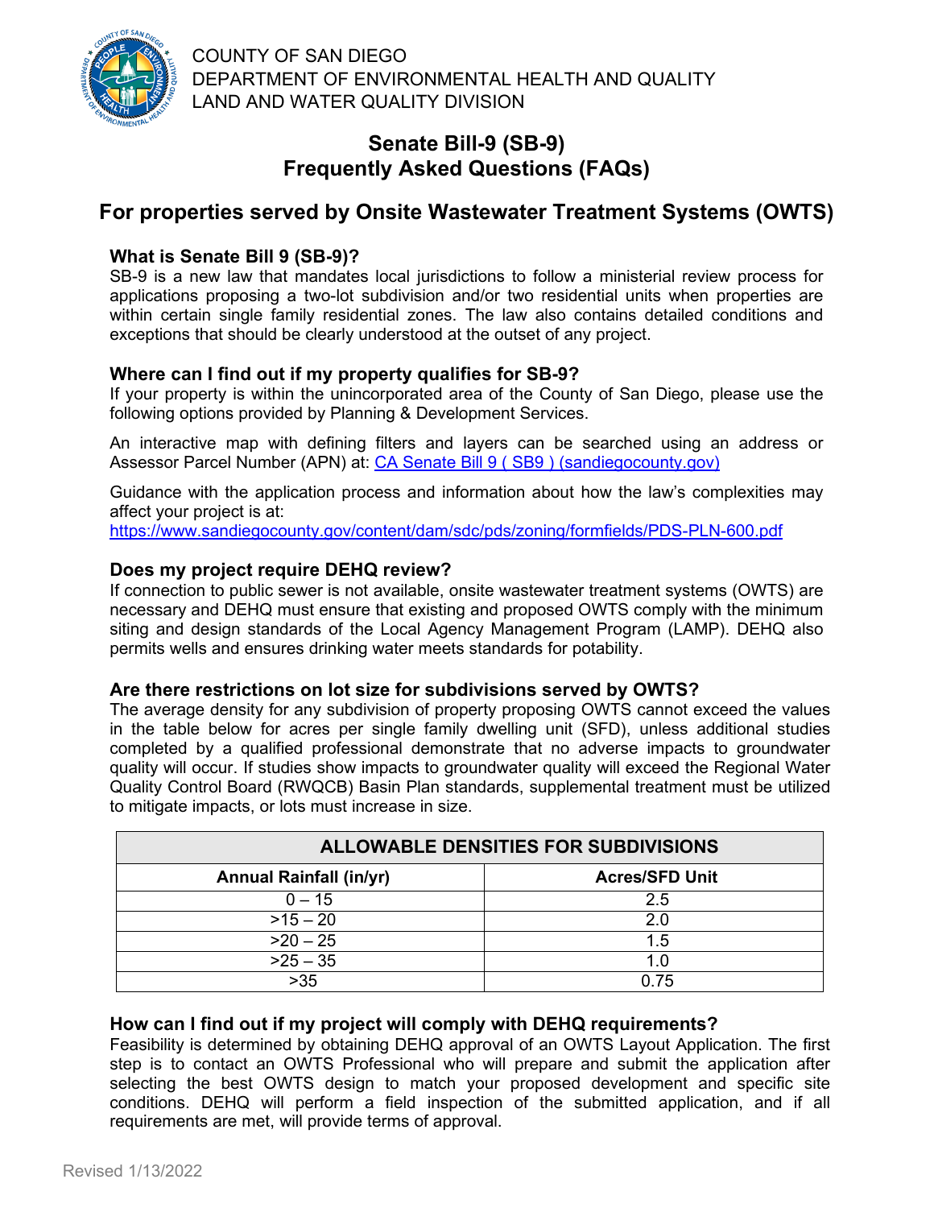COUNTY OF SAN DIEGO
DEPARTMENT OF ENVIRONMENTAL HEALTH AND QUALITY
LAND AND WATER QUALITY DIVISION

# Senate Bill-9 (SB-9)
# Frequently Asked Questions (FAQs)

## For properties served by Onsite Wastewater Treatment Systems (OWTS)

### What is Senate Bill 9 (SB-9)?

SB-9 is a new law that mandates local jurisdictions to follow a ministerial review process for applications proposing a two-lot subdivision and/or two residential units when properties are within certain single family residential zones. The law also contains detailed conditions and exceptions that should be clearly understood at the outset of any project.

### Where can I find out if my property qualifies for SB-9?

If your property is within the unincorporated area of the County of San Diego, please use the following options provided by Planning & Development Services.

An interactive map with defining filters and layers can be searched using an address or Assessor Parcel Number (APN) at: [CA Senate Bill 9 ( SB9 ) (sandiegocounty.gov)](https://www.sandiegocounty.gov)

Guidance with the application process and information about how the law's complexities may affect your project is at:
https://www.sandiegocounty.gov/content/dam/sdc/pds/zoning/formfields/PDS-PLN-600.pdf

### Does my project require DEHQ review?

If connection to public sewer is not available, onsite wastewater treatment systems (OWTS) are necessary and DEHQ must ensure that existing and proposed OWTS comply with the minimum siting and design standards of the Local Agency Management Program (LAMP). DEHQ also permits wells and ensures drinking water meets standards for potability.

### Are there restrictions on lot size for subdivisions served by OWTS?

The average density for any subdivision of property proposing OWTS cannot exceed the values in the table below for acres per single family dwelling unit (SFD), unless additional studies completed by a qualified professional demonstrate that no adverse impacts to groundwater quality will occur. If studies show impacts to groundwater quality will exceed the Regional Water Quality Control Board (RWQCB) Basin Plan standards, supplemental treatment must be utilized to mitigate impacts, or lots must increase in size.

| ALLOWABLE DENSITIES FOR SUBDIVISIONS | |
|---|---|
| **Annual Rainfall (in/yr)** | **Acres/SFD Unit** |
| 0 – 15 | 2.5 |
| >15 – 20 | 2.0 |
| >20 – 25 | 1.5 |
| >25 – 35 | 1.0 |
| >35 | 0.75 |

### How can I find out if my project will comply with DEHQ requirements?

Feasibility is determined by obtaining DEHQ approval of an OWTS Layout Application. The first step is to contact an OWTS Professional who will prepare and submit the application after selecting the best OWTS design to match your proposed development and specific site conditions. DEHQ will perform a field inspection of the submitted application, and if all requirements are met, will provide terms of approval.

Revised 1/13/2022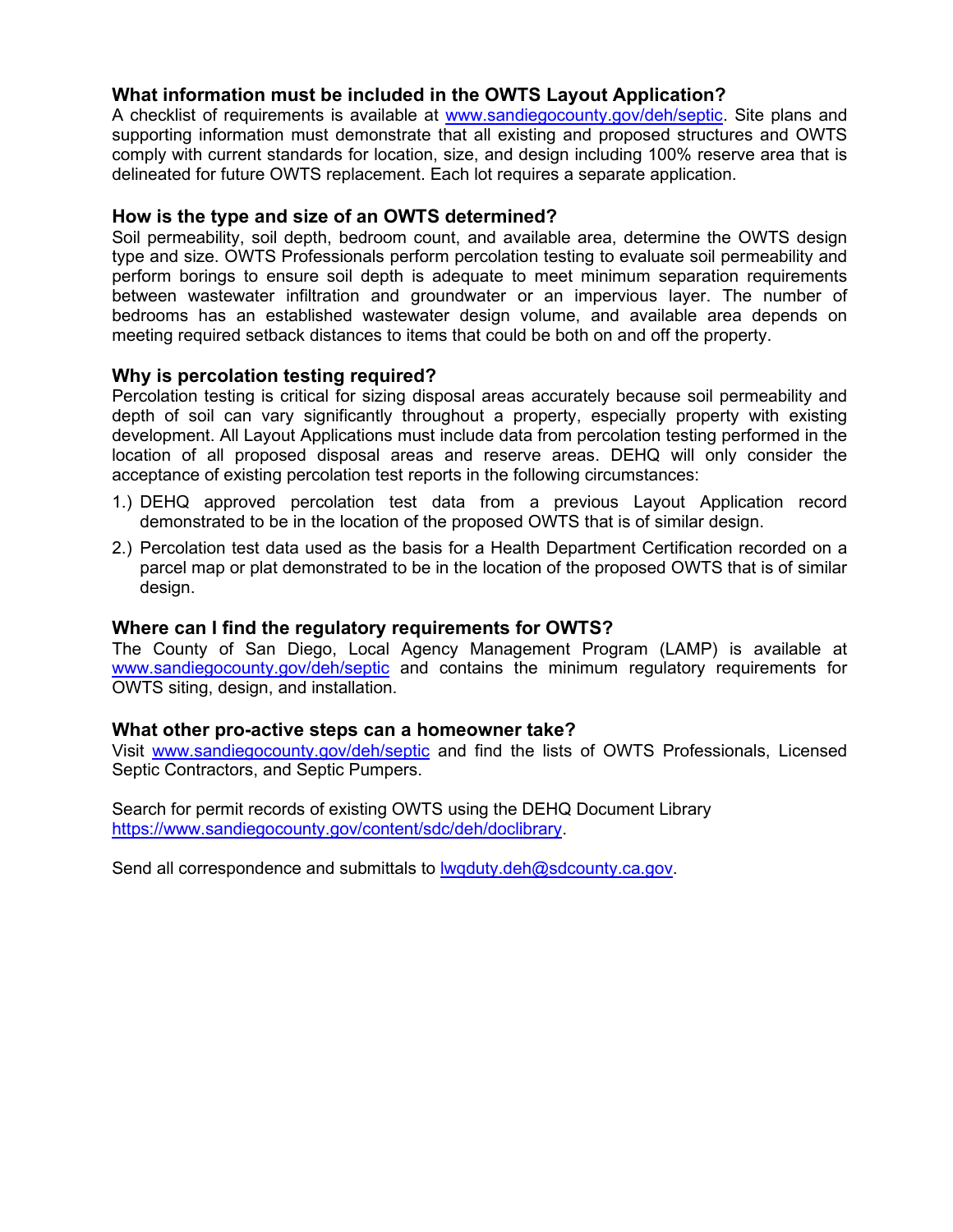### What information must be included in the OWTS Layout Application?

A checklist of requirements is available at www.sandiegocounty.gov/deh/septic. Site plans and supporting information must demonstrate that all existing and proposed structures and OWTS comply with current standards for location, size, and design including 100% reserve area that is delineated for future OWTS replacement. Each lot requires a separate application.

### How is the type and size of an OWTS determined?

Soil permeability, soil depth, bedroom count, and available area, determine the OWTS design type and size. OWTS Professionals perform percolation testing to evaluate soil permeability and perform borings to ensure soil depth is adequate to meet minimum separation requirements between wastewater infiltration and groundwater or an impervious layer. The number of bedrooms has an established wastewater design volume, and available area depends on meeting required setback distances to items that could be both on and off the property.

### Why is percolation testing required?

Percolation testing is critical for sizing disposal areas accurately because soil permeability and depth of soil can vary significantly throughout a property, especially property with existing development. All Layout Applications must include data from percolation testing performed in the location of all proposed disposal areas and reserve areas. DEHQ will only consider the acceptance of existing percolation test reports in the following circumstances:

1.) DEHQ approved percolation test data from a previous Layout Application record demonstrated to be in the location of the proposed OWTS that is of similar design.

2.) Percolation test data used as the basis for a Health Department Certification recorded on a parcel map or plat demonstrated to be in the location of the proposed OWTS that is of similar design.

### Where can I find the regulatory requirements for OWTS?

The County of San Diego, Local Agency Management Program (LAMP) is available at www.sandiegocounty.gov/deh/septic and contains the minimum regulatory requirements for OWTS siting, design, and installation.

### What other pro-active steps can a homeowner take?

Visit www.sandiegocounty.gov/deh/septic and find the lists of OWTS Professionals, Licensed Septic Contractors, and Septic Pumpers.

Search for permit records of existing OWTS using the DEHQ Document Library https://www.sandiegocounty.gov/content/sdc/deh/doclibrary.

Send all correspondence and submittals to lwqduty.deh@sdcounty.ca.gov.